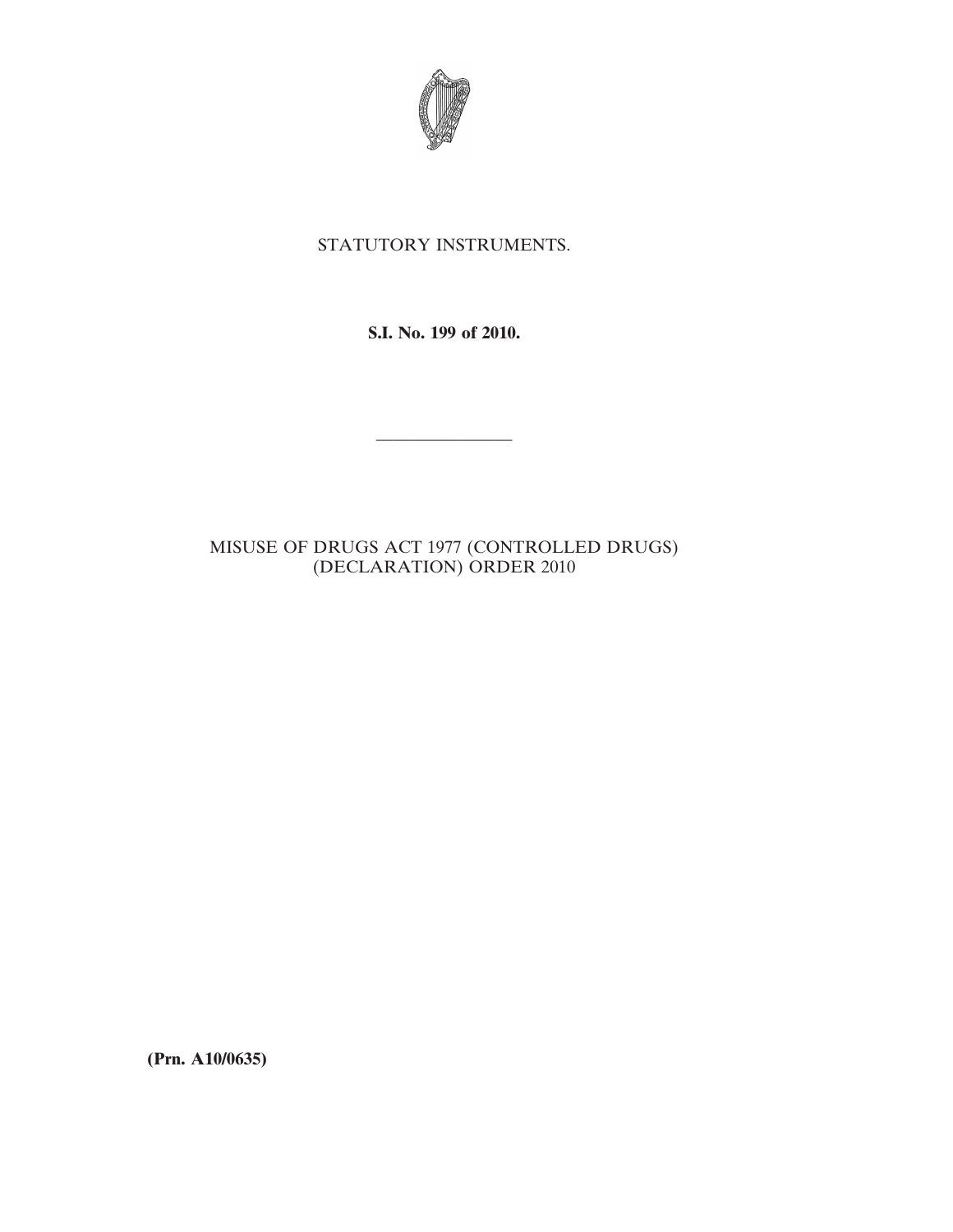STATUTORY INSTRUMENTS.

**S.I. No. 199 of 2010.**

---

MISUSE OF DRUGS ACT 1977 (CONTROLLED DRUGS) (DECLARATION) ORDER 2010

**(Prn. A10/0635)**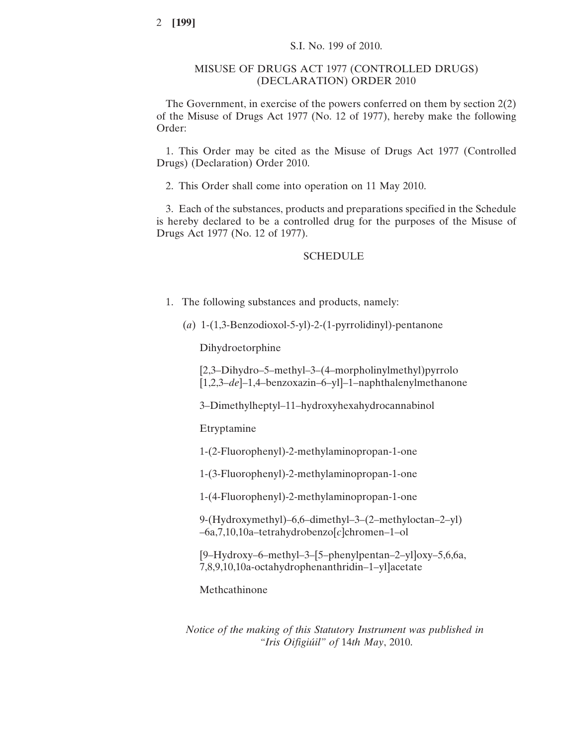S.I. No. 199 of 2010.

# MISUSE OF DRUGS ACT 1977 (CONTROLLED DRUGS) (DECLARATION) ORDER 2010

The Government, in exercise of the powers conferred on them by section 2(2) of the Misuse of Drugs Act 1977 (No. 12 of 1977), hereby make the following Order:

1. This Order may be cited as the Misuse of Drugs Act 1977 (Controlled Drugs) (Declaration) Order 2010.

2. This Order shall come into operation on 11 May 2010.

3. Each of the substances, products and preparations specified in the Schedule is hereby declared to be a controlled drug for the purposes of the Misuse of Drugs Act 1977 (No. 12 of 1977).

## SCHEDULE

1. The following substances and products, namely:

   (*a*) 1-(1,3-Benzodioxol-5-yl)-2-(1-pyrrolidinyl)-pentanone

   Dihydroetorphine

   [2,3–Dihydro–5–methyl–3–(4–morpholinylmethyl)pyrrolo [1,2,3–*de*]–1,4–benzoxazin–6–yl]–1–naphthalenylmethanone

   3–Dimethylheptyl–11–hydroxyhexahydrocannabinol

   Etryptamine

   1-(2-Fluorophenyl)-2-methylaminopropan-1-one

   1-(3-Fluorophenyl)-2-methylaminopropan-1-one

   1-(4-Fluorophenyl)-2-methylaminopropan-1-one

   9-(Hydroxymethyl)–6,6–dimethyl–3–(2–methyloctan–2–yl) –6a,7,10,10a–tetrahydrobenzo[*c*]chromen–1–ol

   [9–Hydroxy–6–methyl–3–[5–phenylpentan–2–yl]oxy–5,6,6a, 7,8,9,10,10a-octahydrophenanthridin–1–yl]acetate

   Methcathinone

*Notice of the making of this Statutory Instrument was published in "Iris Oifigiúil" of* 14*th May*, 2010.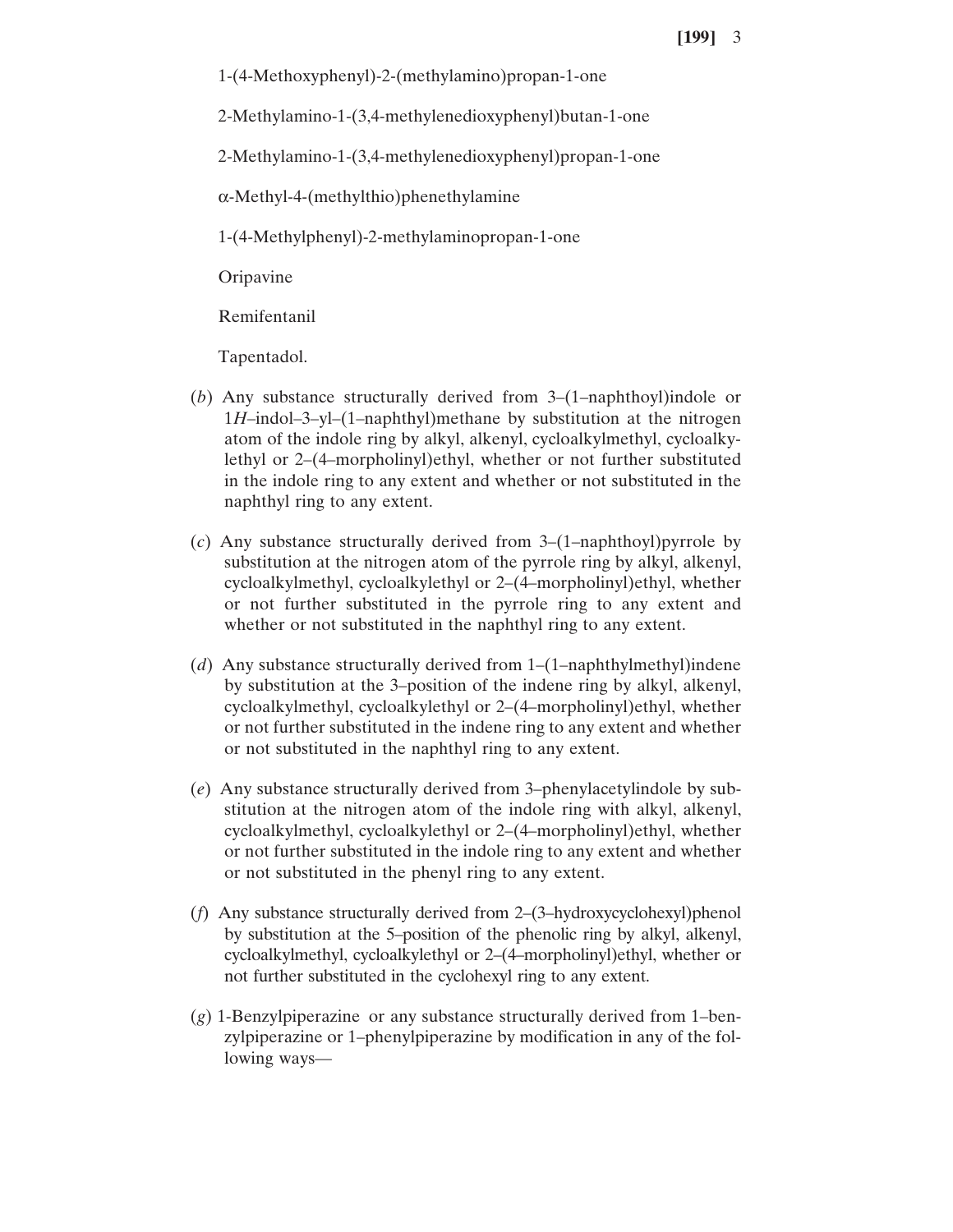1-(4-Methoxyphenyl)-2-(methylamino)propan-1-one

2-Methylamino-1-(3,4-methylenedioxyphenyl)butan-1-one

2-Methylamino-1-(3,4-methylenedioxyphenyl)propan-1-one

α-Methyl-4-(methylthio)phenethylamine

1-(4-Methylphenyl)-2-methylaminopropan-1-one

Oripavine

Remifentanil

Tapentadol.

(*b*) Any substance structurally derived from 3–(1–naphthoyl)indole or 1*H*–indol–3–yl–(1–naphthyl)methane by substitution at the nitrogen atom of the indole ring by alkyl, alkenyl, cycloalkylmethyl, cycloalkylethyl or 2–(4–morpholinyl)ethyl, whether or not further substituted in the indole ring to any extent and whether or not substituted in the naphthyl ring to any extent.

(*c*) Any substance structurally derived from 3–(1–naphthoyl)pyrrole by substitution at the nitrogen atom of the pyrrole ring by alkyl, alkenyl, cycloalkylmethyl, cycloalkylethyl or 2–(4–morpholinyl)ethyl, whether or not further substituted in the pyrrole ring to any extent and whether or not substituted in the naphthyl ring to any extent.

(*d*) Any substance structurally derived from 1–(1–naphthylmethyl)indene by substitution at the 3–position of the indene ring by alkyl, alkenyl, cycloalkylmethyl, cycloalkylethyl or 2–(4–morpholinyl)ethyl, whether or not further substituted in the indene ring to any extent and whether or not substituted in the naphthyl ring to any extent.

(*e*) Any substance structurally derived from 3–phenylacetylindole by substitution at the nitrogen atom of the indole ring with alkyl, alkenyl, cycloalkylmethyl, cycloalkylethyl or 2–(4–morpholinyl)ethyl, whether or not further substituted in the indole ring to any extent and whether or not substituted in the phenyl ring to any extent.

(*f*) Any substance structurally derived from 2–(3–hydroxycyclohexyl)phenol by substitution at the 5–position of the phenolic ring by alkyl, alkenyl, cycloalkylmethyl, cycloalkylethyl or 2–(4–morpholinyl)ethyl, whether or not further substituted in the cyclohexyl ring to any extent.

(*g*) 1-Benzylpiperazine or any substance structurally derived from 1–benzylpiperazine or 1–phenylpiperazine by modification in any of the following ways—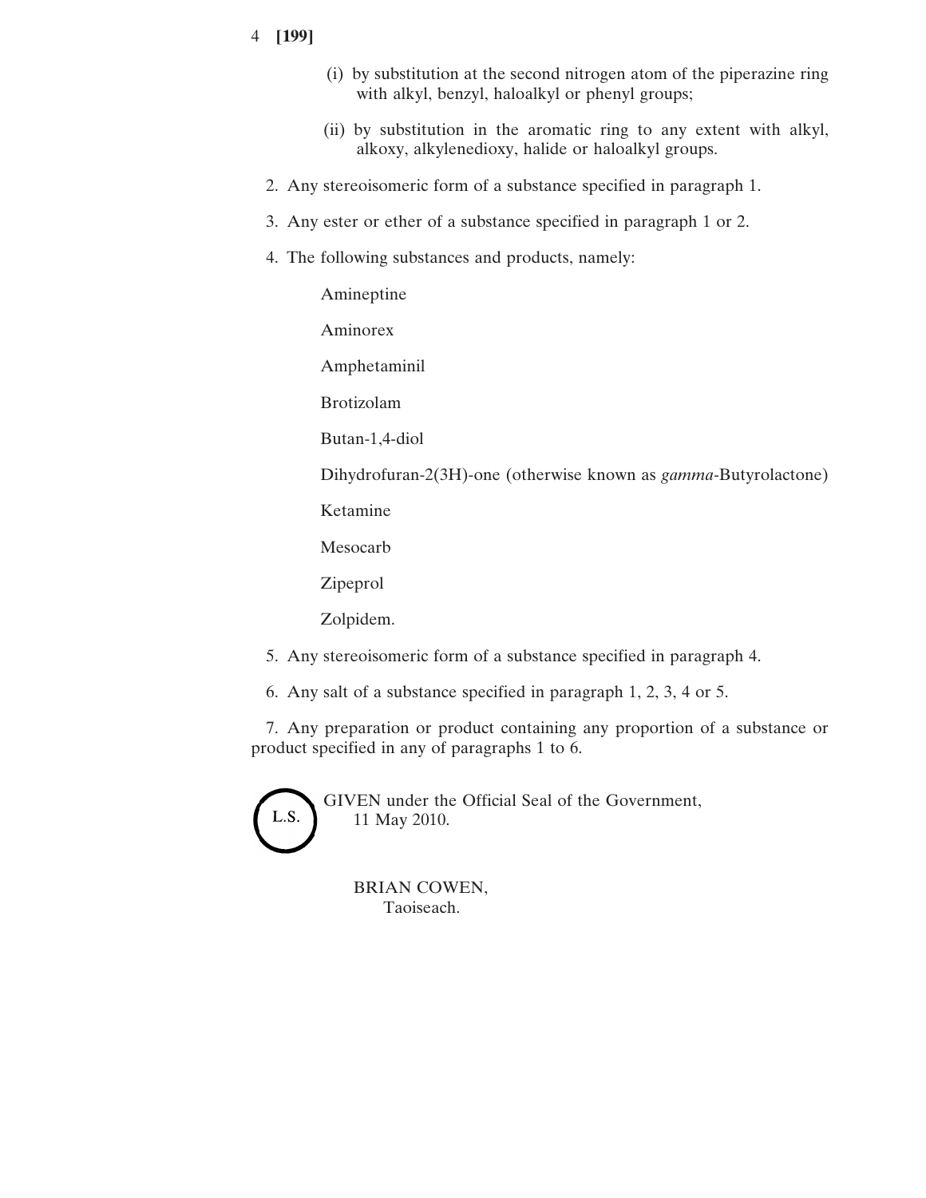(i) by substitution at the second nitrogen atom of the piperazine ring with alkyl, benzyl, haloalkyl or phenyl groups;

(ii) by substitution in the aromatic ring to any extent with alkyl, alkoxy, alkylenedioxy, halide or haloalkyl groups.

2. Any stereoisomeric form of a substance specified in paragraph 1.

3. Any ester or ether of a substance specified in paragraph 1 or 2.

4. The following substances and products, namely:

Amineptine

Aminorex

Amphetaminil

Brotizolam

Butan-1,4-diol

Dihydrofuran-2(3H)-one (otherwise known as *gamma*-Butyrolactone)

Ketamine

Mesocarb

Zipeprol

Zolpidem.

5. Any stereoisomeric form of a substance specified in paragraph 4.

6. Any salt of a substance specified in paragraph 1, 2, 3, 4 or 5.

7. Any preparation or product containing any proportion of a substance or product specified in any of paragraphs 1 to 6.

L.S.

GIVEN under the Official Seal of the Government,
11 May 2010.

BRIAN COWEN,
Taoiseach.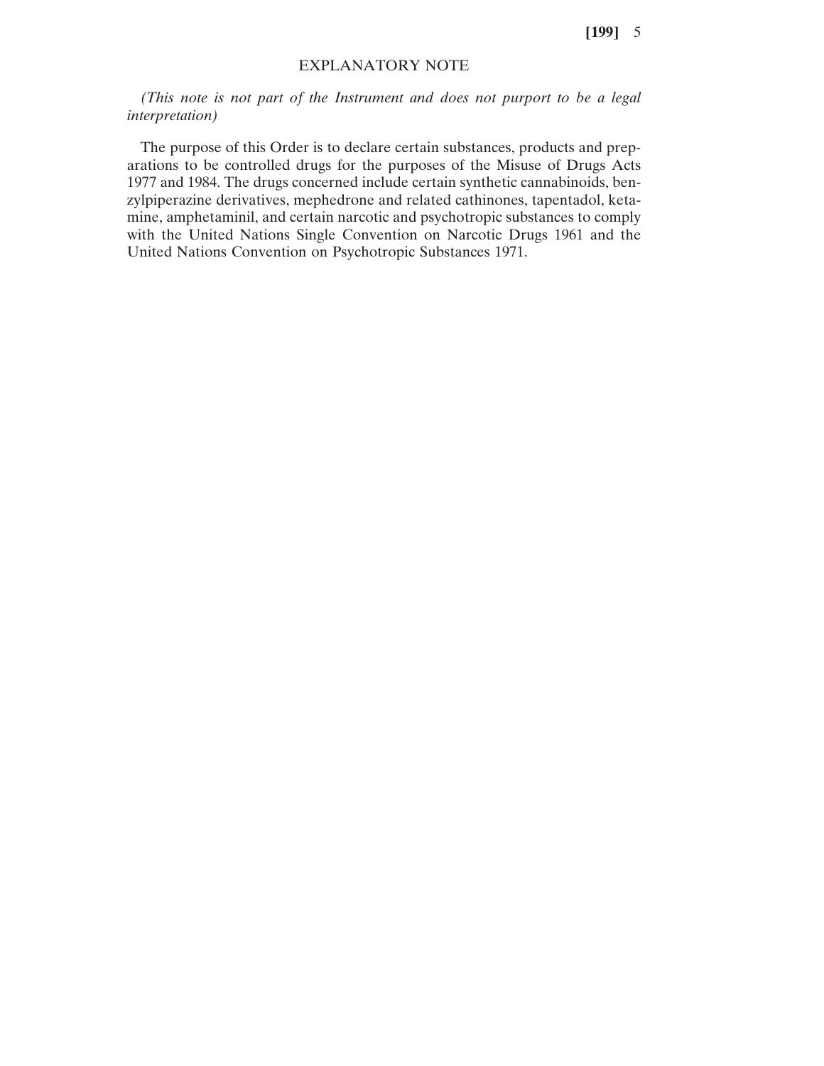## EXPLANATORY NOTE

*(This note is not part of the Instrument and does not purport to be a legal interpretation)*

The purpose of this Order is to declare certain substances, products and preparations to be controlled drugs for the purposes of the Misuse of Drugs Acts 1977 and 1984. The drugs concerned include certain synthetic cannabinoids, benzylpiperazine derivatives, mephedrone and related cathinones, tapentadol, ketamine, amphetaminil, and certain narcotic and psychotropic substances to comply with the United Nations Single Convention on Narcotic Drugs 1961 and the United Nations Convention on Psychotropic Substances 1971.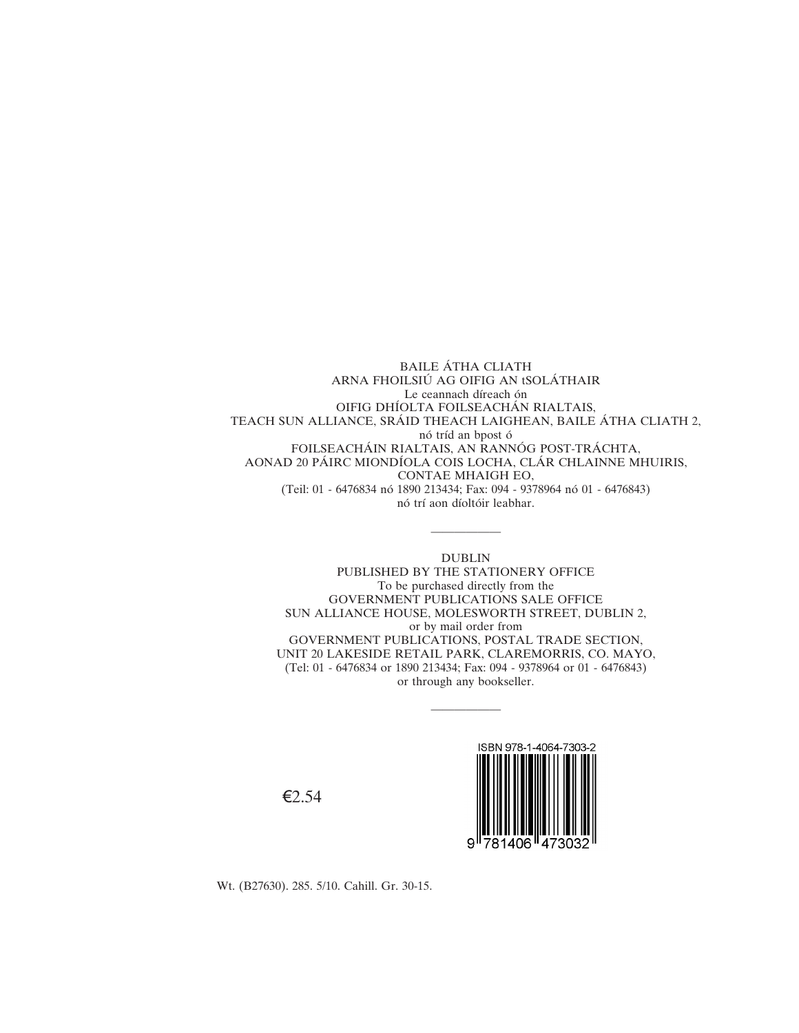BAILE ÁTHA CLIATH
ARNA FHOILSIÚ AG OIFIG AN tSOLÁTHAIR
Le ceannach díreach ón
OIFIG DHÍOLTA FOILSEACHÁN RIALTAIS,
TEACH SUN ALLIANCE, SRÁID THEACH LAIGHEAN, BAILE ÁTHA CLIATH 2,
nó tríd an bpost ó
FOILSEACHÁIN RIALTAIS, AN RANNÓG POST-TRÁCHTA,
AONAD 20 PÁIRC MIONDÍOLA COIS LOCHA, CLÁR CHLAINNE MHUIRIS,
CONTAE MHAIGH EO,
(Teil: 01 - 6476834 nó 1890 213434; Fax: 094 - 9378964 nó 01 - 6476843)
nó trí aon díoltóir leabhar.

---

DUBLIN
PUBLISHED BY THE STATIONERY OFFICE
To be purchased directly from the
GOVERNMENT PUBLICATIONS SALE OFFICE
SUN ALLIANCE HOUSE, MOLESWORTH STREET, DUBLIN 2,
or by mail order from
GOVERNMENT PUBLICATIONS, POSTAL TRADE SECTION,
UNIT 20 LAKESIDE RETAIL PARK, CLAREMORRIS, CO. MAYO,
(Tel: 01 - 6476834 or 1890 213434; Fax: 094 - 9378964 or 01 - 6476843)
or through any bookseller.

---

€2.54

ISBN 978-1-4064-7303-2

9 781406 473032

Wt. (B27630). 285. 5/10. Cahill. Gr. 30-15.